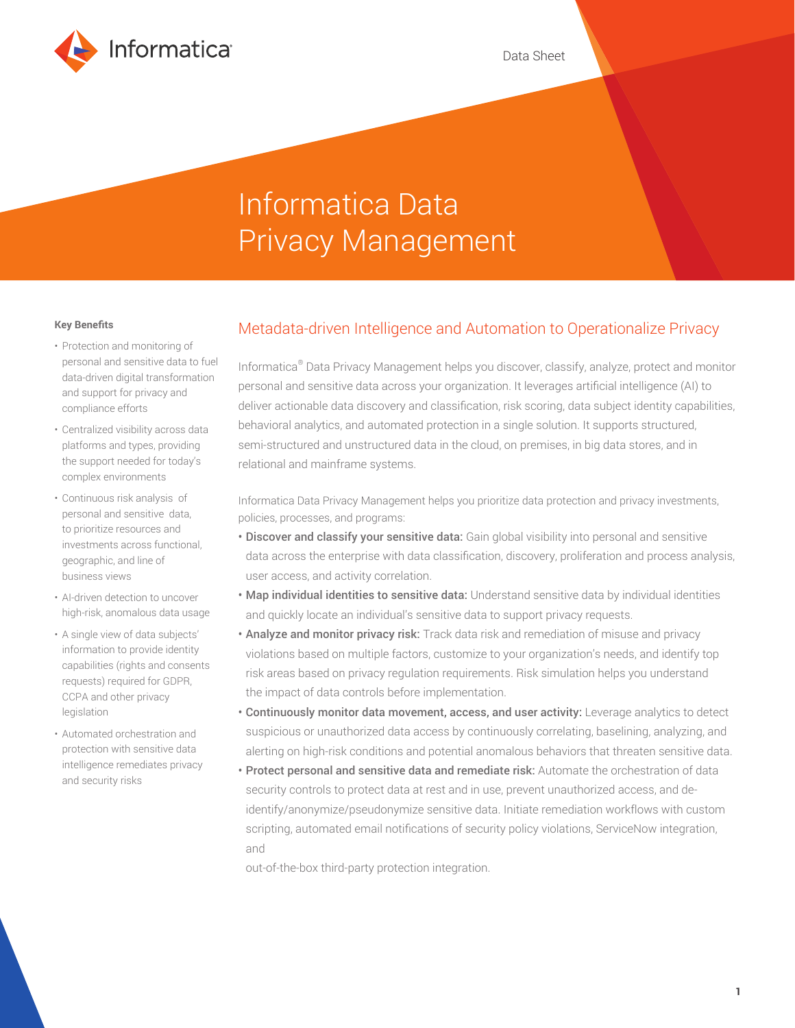Data Sheet

# Informatica Data Privacy Management

**Key Benefits**

- Protection and monitoring of personal and sensitive data to fuel data-driven digital transformation and support for privacy and compliance efforts
- Centralized visibility across data platforms and types, providing the support needed for today's complex environments
- Continuous risk analysis of personal and sensitive data, to prioritize resources and investments across functional, geographic, and line of business views
- AI-driven detection to uncover high-risk, anomalous data usage
- A single view of data subjects' information to provide identity capabilities (rights and consents requests) required for GDPR, CCPA and other privacy legislation
- Automated orchestration and protection with sensitive data intelligence remediates privacy and security risks

## Metadata-driven Intelligence and Automation to Operationalize Privacy

Informatica® Data Privacy Management helps you discover, classify, analyze, protect and monitor personal and sensitive data across your organization. It leverages artificial intelligence (AI) to deliver actionable data discovery and classification, risk scoring, data subject identity capabilities, behavioral analytics, and automated protection in a single solution. It supports structured, semi-structured and unstructured data in the cloud, on premises, in big data stores, and in relational and mainframe systems.

Informatica Data Privacy Management helps you prioritize data protection and privacy investments, policies, processes, and programs:

- **Discover and classify your sensitive data:** Gain global visibility into personal and sensitive data across the enterprise with data classification, discovery, proliferation and process analysis, user access, and activity correlation.
- **Map individual identities to sensitive data:** Understand sensitive data by individual identities and quickly locate an individual's sensitive data to support privacy requests.
- **Analyze and monitor privacy risk:** Track data risk and remediation of misuse and privacy violations based on multiple factors, customize to your organization's needs, and identify top risk areas based on privacy regulation requirements. Risk simulation helps you understand the impact of data controls before implementation.
- **Continuously monitor data movement, access, and user activity:** Leverage analytics to detect suspicious or unauthorized data access by continuously correlating, baselining, analyzing, and alerting on high-risk conditions and potential anomalous behaviors that threaten sensitive data.
- **Protect personal and sensitive data and remediate risk:** Automate the orchestration of data security controls to protect data at rest and in use, prevent unauthorized access, and de-identify/anonymize/pseudonymize sensitive data. Initiate remediation workflows with custom scripting, automated email notifications of security policy violations, ServiceNow integration, and out-of-the-box third-party protection integration.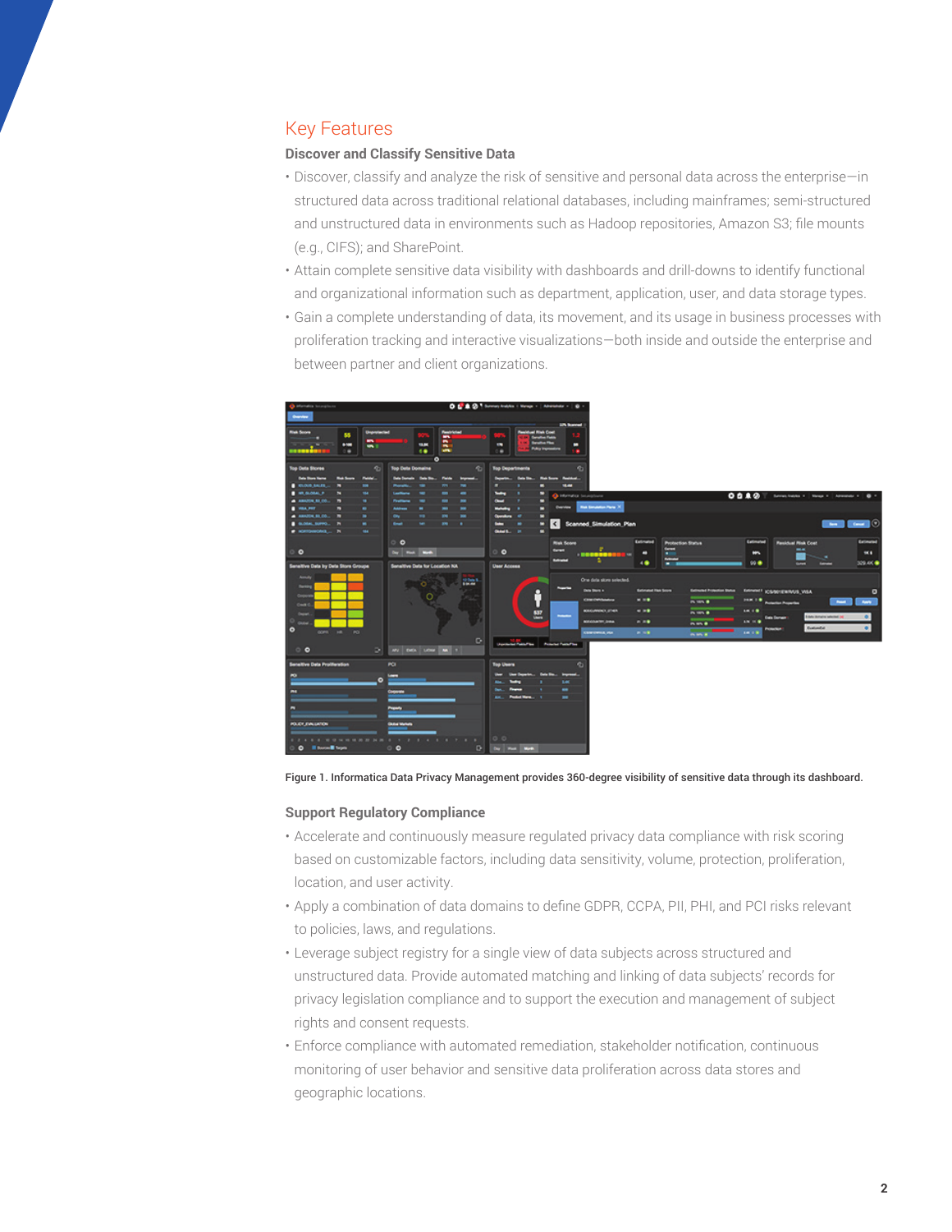## Key Features

### Discover and Classify Sensitive Data

- Discover, classify and analyze the risk of sensitive and personal data across the enterprise—in structured data across traditional relational databases, including mainframes; semi-structured and unstructured data in environments such as Hadoop repositories, Amazon S3; file mounts (e.g., CIFS); and SharePoint.
- Attain complete sensitive data visibility with dashboards and drill-downs to identify functional and organizational information such as department, application, user, and data storage types.
- Gain a complete understanding of data, its movement, and its usage in business processes with proliferation tracking and interactive visualizations—both inside and outside the enterprise and between partner and client organizations.

Figure 1. Informatica Data Privacy Management provides 360-degree visibility of sensitive data through its dashboard.

### Support Regulatory Compliance

- Accelerate and continuously measure regulated privacy data compliance with risk scoring based on customizable factors, including data sensitivity, volume, protection, proliferation, location, and user activity.
- Apply a combination of data domains to define GDPR, CCPA, PII, PHI, and PCI risks relevant to policies, laws, and regulations.
- Leverage subject registry for a single view of data subjects across structured and unstructured data. Provide automated matching and linking of data subjects' records for privacy legislation compliance and to support the execution and management of subject rights and consent requests.
- Enforce compliance with automated remediation, stakeholder notification, continuous monitoring of user behavior and sensitive data proliferation across data stores and geographic locations.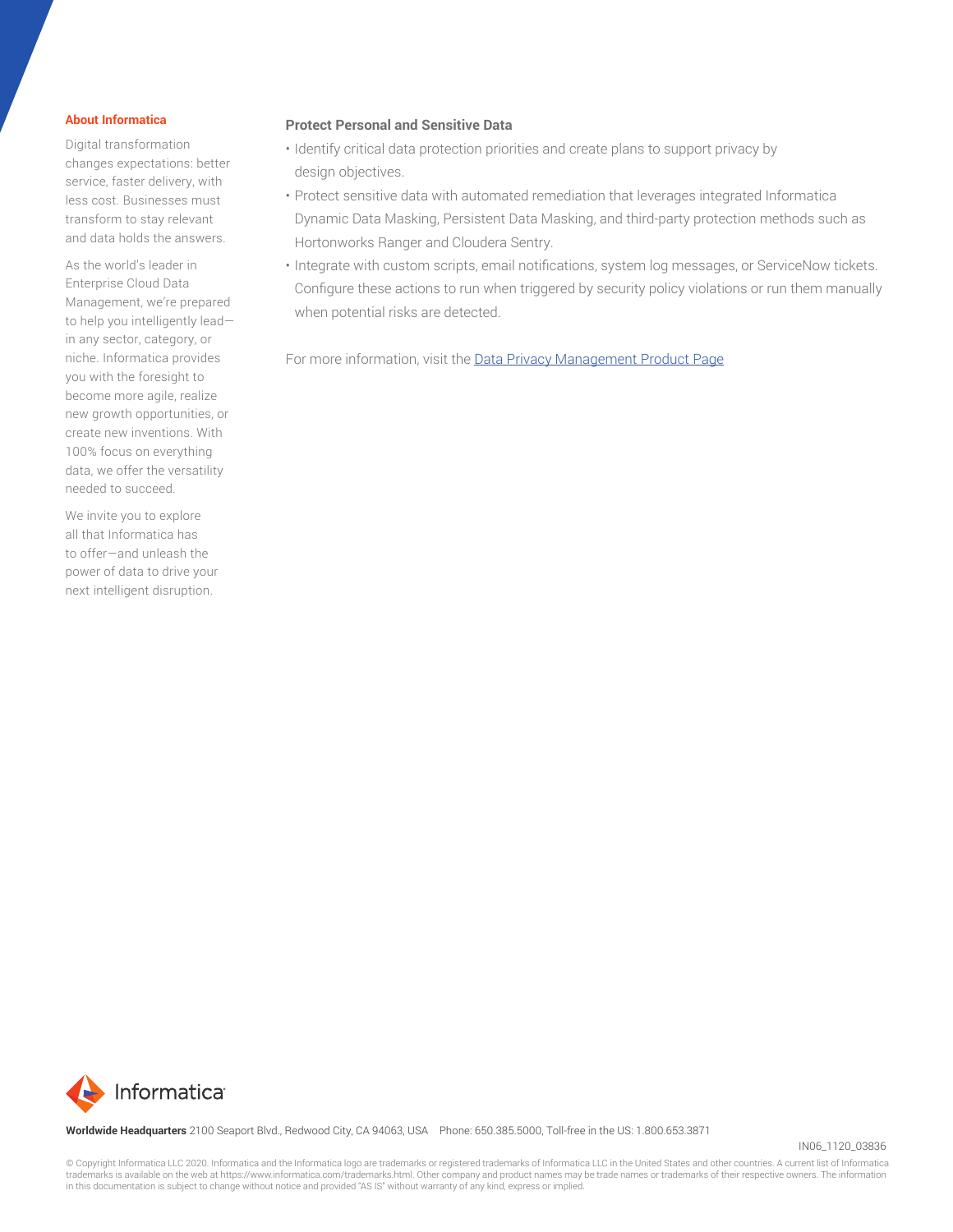## Protect Personal and Sensitive Data

- Identify critical data protection priorities and create plans to support privacy by design objectives.
- Protect sensitive data with automated remediation that leverages integrated Informatica Dynamic Data Masking, Persistent Data Masking, and third-party protection methods such as Hortonworks Ranger and Cloudera Sentry.
- Integrate with custom scripts, email notifications, system log messages, or ServiceNow tickets. Configure these actions to run when triggered by security policy violations or run them manually when potential risks are detected.

For more information, visit the Data Privacy Management Product Page

### About Informatica

Digital transformation changes expectations: better service, faster delivery, with less cost. Businesses must transform to stay relevant and data holds the answers.

As the world's leader in Enterprise Cloud Data Management, we're prepared to help you intelligently lead—in any sector, category, or niche. Informatica provides you with the foresight to become more agile, realize new growth opportunities, or create new inventions. With 100% focus on everything data, we offer the versatility needed to succeed.

We invite you to explore all that Informatica has to offer—and unleash the power of data to drive your next intelligent disruption.

Informatica

**Worldwide Headquarters** 2100 Seaport Blvd., Redwood City, CA 94063, USA Phone: 650.385.5000, Toll-free in the US: 1.800.653.3871

IN06_1120_03836

© Copyright Informatica LLC 2020. Informatica and the Informatica logo are trademarks or registered trademarks of Informatica LLC in the United States and other countries. A current list of Informatica trademarks is available on the web at https://www.informatica.com/trademarks.html. Other company and product names may be trade names or trademarks of their respective owners. The information in this documentation is subject to change without notice and provided "AS IS" without warranty of any kind, express or implied.